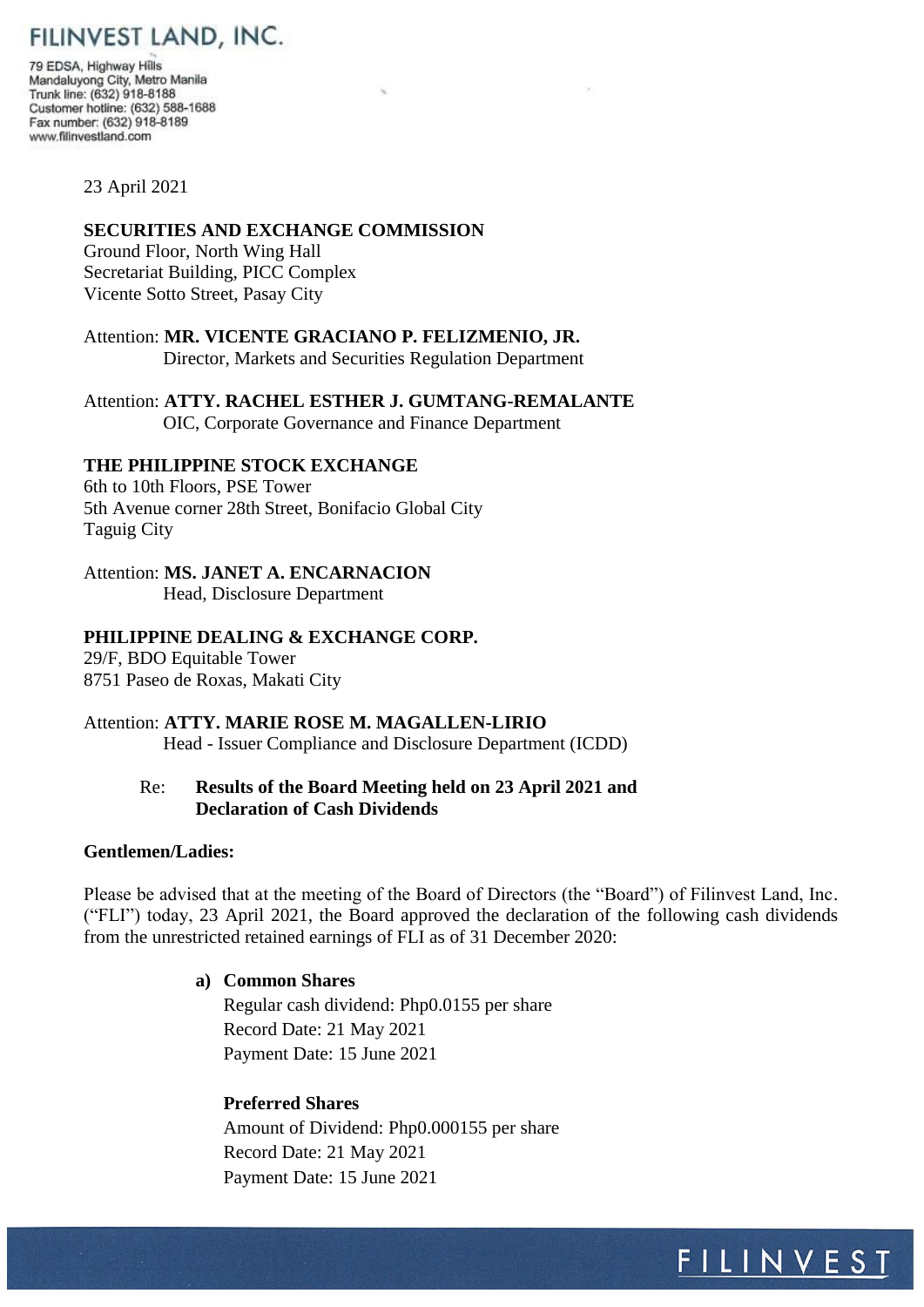# FILINVEST LAND, INC.

79 EDSA, Highway Hills
Mandaluyong City, Metro Manila
Trunk line: (632) 918-8188
Customer hotline: (632) 588-1688
Fax number: (632) 918-8189
www.filinvestland.com

23 April 2021

**SECURITIES AND EXCHANGE COMMISSION**
Ground Floor, North Wing Hall
Secretariat Building, PICC Complex
Vicente Sotto Street, Pasay City

Attention: **MR. VICENTE GRACIANO P. FELIZMENIO, JR.**
Director, Markets and Securities Regulation Department

Attention: **ATTY. RACHEL ESTHER J. GUMTANG-REMALANTE**
OIC, Corporate Governance and Finance Department

**THE PHILIPPINE STOCK EXCHANGE**
6th to 10th Floors, PSE Tower
5th Avenue corner 28th Street, Bonifacio Global City
Taguig City

Attention: **MS. JANET A. ENCARNACION**
Head, Disclosure Department

**PHILIPPINE DEALING & EXCHANGE CORP.**
29/F, BDO Equitable Tower
8751 Paseo de Roxas, Makati City

Attention: **ATTY. MARIE ROSE M. MAGALLEN-LIRIO**
Head - Issuer Compliance and Disclosure Department (ICDD)

Re: **Results of the Board Meeting held on 23 April 2021 and Declaration of Cash Dividends**

**Gentlemen/Ladies:**

Please be advised that at the meeting of the Board of Directors (the "Board") of Filinvest Land, Inc. ("FLI") today, 23 April 2021, the Board approved the declaration of the following cash dividends from the unrestricted retained earnings of FLI as of 31 December 2020:

**a) Common Shares**
Regular cash dividend: Php0.0155 per share
Record Date: 21 May 2021
Payment Date: 15 June 2021

**Preferred Shares**
Amount of Dividend: Php0.000155 per share
Record Date: 21 May 2021
Payment Date: 15 June 2021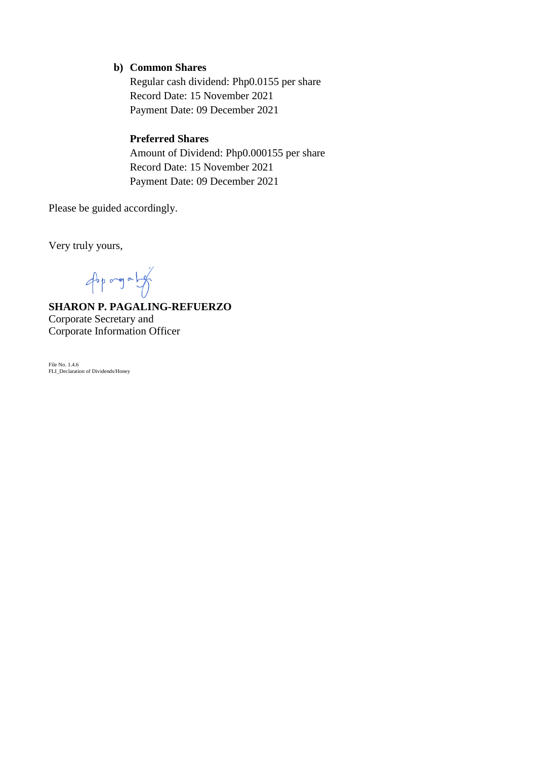**b) Common Shares**

Regular cash dividend: Php0.0155 per share
Record Date: 15 November 2021
Payment Date: 09 December 2021

**Preferred Shares**

Amount of Dividend: Php0.000155 per share
Record Date: 15 November 2021
Payment Date: 09 December 2021

Please be guided accordingly.

Very truly yours,

**SHARON P. PAGALING-REFUERZO**
Corporate Secretary and
Corporate Information Officer

File No. 1.4.6
FLI_Declaration of Dividends/Honey